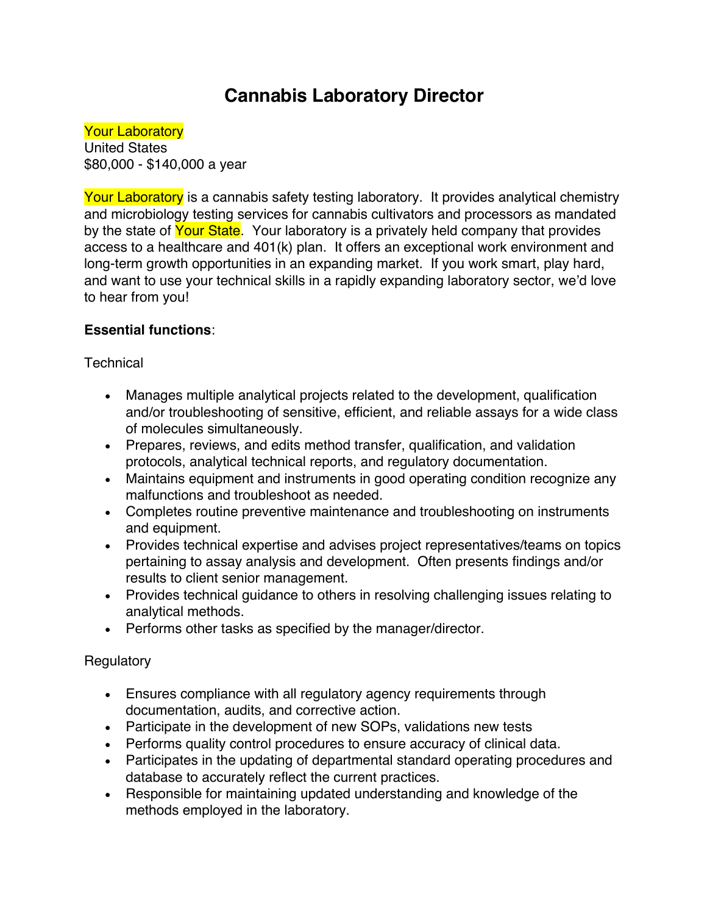# Cannabis Laboratory Director

Your Laboratory
United States
$80,000 - $140,000 a year

Your Laboratory is a cannabis safety testing laboratory. It provides analytical chemistry and microbiology testing services for cannabis cultivators and processors as mandated by the state of Your State. Your laboratory is a privately held company that provides access to a healthcare and 401(k) plan. It offers an exceptional work environment and long-term growth opportunities in an expanding market. If you work smart, play hard, and want to use your technical skills in a rapidly expanding laboratory sector, we'd love to hear from you!

**Essential functions**:

Technical

- Manages multiple analytical projects related to the development, qualification and/or troubleshooting of sensitive, efficient, and reliable assays for a wide class of molecules simultaneously.
- Prepares, reviews, and edits method transfer, qualification, and validation protocols, analytical technical reports, and regulatory documentation.
- Maintains equipment and instruments in good operating condition recognize any malfunctions and troubleshoot as needed.
- Completes routine preventive maintenance and troubleshooting on instruments and equipment.
- Provides technical expertise and advises project representatives/teams on topics pertaining to assay analysis and development. Often presents findings and/or results to client senior management.
- Provides technical guidance to others in resolving challenging issues relating to analytical methods.
- Performs other tasks as specified by the manager/director.

Regulatory

- Ensures compliance with all regulatory agency requirements through documentation, audits, and corrective action.
- Participate in the development of new SOPs, validations new tests
- Performs quality control procedures to ensure accuracy of clinical data.
- Participates in the updating of departmental standard operating procedures and database to accurately reflect the current practices.
- Responsible for maintaining updated understanding and knowledge of the methods employed in the laboratory.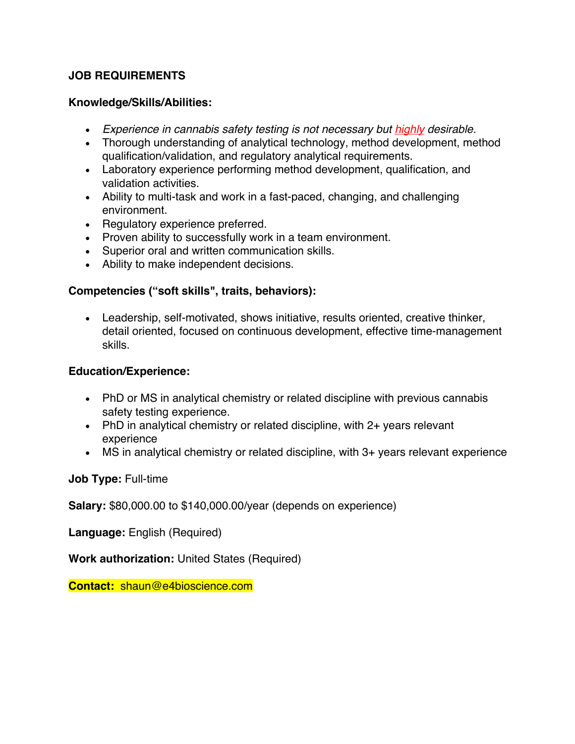## JOB REQUIREMENTS

### Knowledge/Skills/Abilities:

- *Experience in cannabis safety testing is not necessary but highly desirable.*
- Thorough understanding of analytical technology, method development, method qualification/validation, and regulatory analytical requirements.
- Laboratory experience performing method development, qualification, and validation activities.
- Ability to multi-task and work in a fast-paced, changing, and challenging environment.
- Regulatory experience preferred.
- Proven ability to successfully work in a team environment.
- Superior oral and written communication skills.
- Ability to make independent decisions.

### Competencies ("soft skills", traits, behaviors):

- Leadership, self-motivated, shows initiative, results oriented, creative thinker, detail oriented, focused on continuous development, effective time-management skills.

### Education/Experience:

- PhD or MS in analytical chemistry or related discipline with previous cannabis safety testing experience.
- PhD in analytical chemistry or related discipline, with 2+ years relevant experience
- MS in analytical chemistry or related discipline, with 3+ years relevant experience

**Job Type:** Full-time

**Salary:** $80,000.00 to $140,000.00/year (depends on experience)

**Language:** English (Required)

**Work authorization:** United States (Required)

**Contact:** shaun@e4bioscience.com